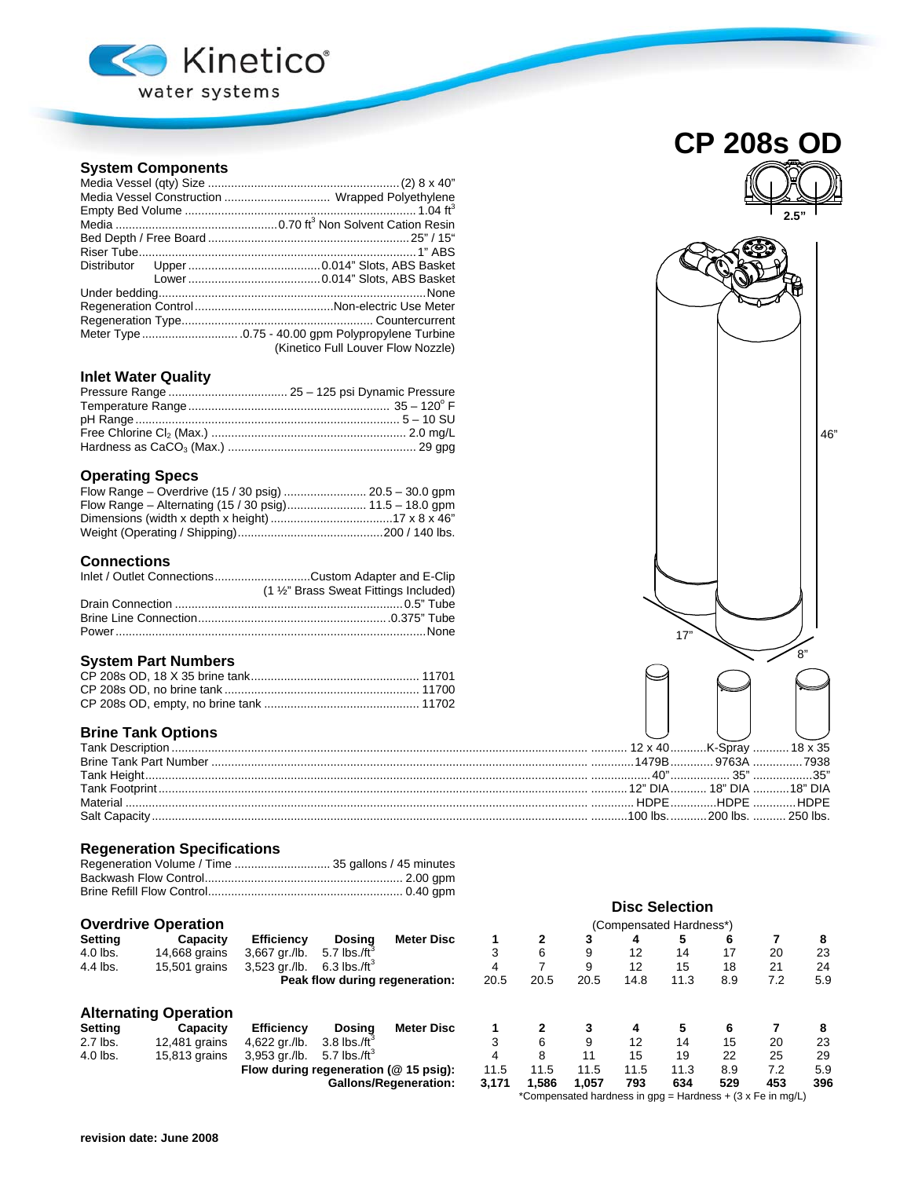# CP 208s OD

## System Components

| | |
|---|---|
| Media Vessel (qty) Size | (2) 8 x 40" |
| Media Vessel Construction | Wrapped Polyethylene |
| Empty Bed Volume | 1.04 $ft^3$ |
| Media | 0.70 $ft^3$ Non Solvent Cation Resin |
| Bed Depth / Free Board | 25" / 15" |
| Riser Tube | 1" ABS |
| Distributor Upper | 0.014" Slots, ABS Basket |
| Distributor Lower | 0.014" Slots, ABS Basket |
| Under bedding | None |
| Regeneration Control | Non-electric Use Meter |
| Regeneration Type | Countercurrent |
| Meter Type | .0.75 - 40.00 gpm Polypropylene Turbine (Kinetico Full Louver Flow Nozzle) |

## Inlet Water Quality

| | |
|---|---|
| Pressure Range | 25 – 125 psi Dynamic Pressure |
| Temperature Range | 35 – 120° F |
| pH Range | 5 – 10 SU |
| Free Chlorine $Cl_2$ (Max.) | 2.0 mg/L |
| Hardness as $CaCO_3$ (Max.) | 29 gpg |

## Operating Specs

| | |
|---|---|
| Flow Range – Overdrive (15 / 30 psig) | 20.5 – 30.0 gpm |
| Flow Range – Alternating (15 / 30 psig) | 11.5 – 18.0 gpm |
| Dimensions (width x depth x height) | 17 x 8 x 46" |
| Weight (Operating / Shipping) | 200 / 140 lbs. |

## Connections

| | |
|---|---|
| Inlet / Outlet Connections | Custom Adapter and E-Clip (1 ½" Brass Sweat Fittings Included) |
| Drain Connection | 0.5" Tube |
| Brine Line Connection | 0.375" Tube |
| Power | None |

## System Part Numbers

| | |
|---|---|
| CP 208s OD, 18 X 35 brine tank | 11701 |
| CP 208s OD, no brine tank | 11700 |
| CP 208s OD, empty, no brine tank | 11702 |

## Brine Tank Options

| Tank Description | 12 x 40 | K-Spray | 18 x 35 |
|---|---|---|---|
| Brine Tank Part Number | 1479B | 9763A | 7938 |
| Tank Height | 40" | 35" | 35" |
| Tank Footprint | 12" DIA | 18" DIA | 18" DIA |
| Material | HDPE | HDPE | HDPE |
| Salt Capacity | 100 lbs. | 200 lbs. | 250 lbs. |

## Regeneration Specifications

| | |
|---|---|
| Regeneration Volume / Time | 35 gallons / 45 minutes |
| Backwash Flow Control | 2.00 gpm |
| Brine Refill Flow Control | 0.40 gpm |

## Disc Selection

(Compensated Hardness*)

### Overdrive Operation

| Setting | Capacity | Efficiency | Dosing | Meter Disc | 1 | 2 | 3 | 4 | 5 | 6 | 7 | 8 |
|---|---|---|---|---|---|---|---|---|---|---|---|---|
| 4.0 lbs. | 14,668 grains | 3,667 gr./lb. | 5.7 lbs./$ft^3$ | | 3 | 6 | 9 | 12 | 14 | 17 | 20 | 23 |
| 4.4 lbs. | 15,501 grains | 3,523 gr./lb. | 6.3 lbs./$ft^3$ | | 4 | 7 | 9 | 12 | 15 | 18 | 21 | 24 |
| | | | | **Peak flow during regeneration:** | 20.5 | 20.5 | 20.5 | 14.8 | 11.3 | 8.9 | 7.2 | 5.9 |

### Alternating Operation

| Setting | Capacity | Efficiency | Dosing | Meter Disc | 1 | 2 | 3 | 4 | 5 | 6 | 7 | 8 |
|---|---|---|---|---|---|---|---|---|---|---|---|---|
| 2.7 lbs. | 12,481 grains | 4,622 gr./lb. | 3.8 lbs./$ft^3$ | | 3 | 6 | 9 | 12 | 14 | 15 | 20 | 23 |
| 4.0 lbs. | 15,813 grains | 3,953 gr./lb. | 5.7 lbs./$ft^3$ | | 4 | 8 | 11 | 15 | 19 | 22 | 25 | 29 |
| | | | | **Flow during regeneration (@ 15 psig):** | 11.5 | 11.5 | 11.5 | 11.5 | 11.3 | 8.9 | 7.2 | 5.9 |
| | | | | **Gallons/Regeneration:** | **3,171** | **1,586** | **1,057** | **793** | **634** | **529** | **453** | **396** |

*Compensated hardness in gpg = Hardness + (3 x Fe in mg/L)

**revision date: June 2008**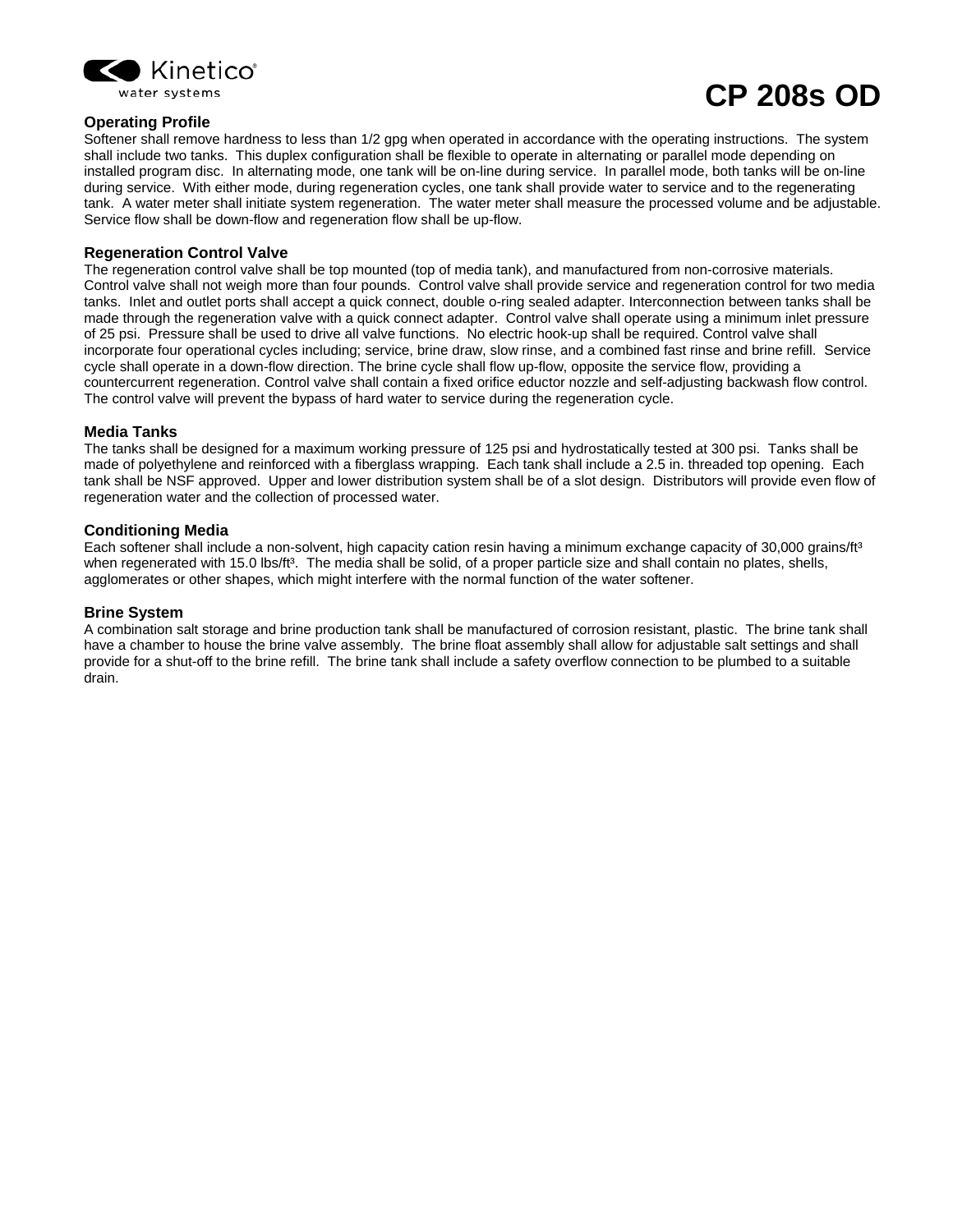Kinetico water systems

# CP 208s OD

## Operating Profile

Softener shall remove hardness to less than 1/2 gpg when operated in accordance with the operating instructions. The system shall include two tanks. This duplex configuration shall be flexible to operate in alternating or parallel mode depending on installed program disc. In alternating mode, one tank will be on-line during service. In parallel mode, both tanks will be on-line during service. With either mode, during regeneration cycles, one tank shall provide water to service and to the regenerating tank. A water meter shall initiate system regeneration. The water meter shall measure the processed volume and be adjustable. Service flow shall be down-flow and regeneration flow shall be up-flow.

## Regeneration Control Valve

The regeneration control valve shall be top mounted (top of media tank), and manufactured from non-corrosive materials. Control valve shall not weigh more than four pounds. Control valve shall provide service and regeneration control for two media tanks. Inlet and outlet ports shall accept a quick connect, double o-ring sealed adapter. Interconnection between tanks shall be made through the regeneration valve with a quick connect adapter. Control valve shall operate using a minimum inlet pressure of 25 psi. Pressure shall be used to drive all valve functions. No electric hook-up shall be required. Control valve shall incorporate four operational cycles including; service, brine draw, slow rinse, and a combined fast rinse and brine refill. Service cycle shall operate in a down-flow direction. The brine cycle shall flow up-flow, opposite the service flow, providing a countercurrent regeneration. Control valve shall contain a fixed orifice eductor nozzle and self-adjusting backwash flow control. The control valve will prevent the bypass of hard water to service during the regeneration cycle.

## Media Tanks

The tanks shall be designed for a maximum working pressure of 125 psi and hydrostatically tested at 300 psi. Tanks shall be made of polyethylene and reinforced with a fiberglass wrapping. Each tank shall include a 2.5 in. threaded top opening. Each tank shall be NSF approved. Upper and lower distribution system shall be of a slot design. Distributors will provide even flow of regeneration water and the collection of processed water.

## Conditioning Media

Each softener shall include a non-solvent, high capacity cation resin having a minimum exchange capacity of 30,000 grains/ft$^3$ when regenerated with 15.0 lbs/ft$^3$. The media shall be solid, of a proper particle size and shall contain no plates, shells, agglomerates or other shapes, which might interfere with the normal function of the water softener.

## Brine System

A combination salt storage and brine production tank shall be manufactured of corrosion resistant, plastic. The brine tank shall have a chamber to house the brine valve assembly. The brine float assembly shall allow for adjustable salt settings and shall provide for a shut-off to the brine refill. The brine tank shall include a safety overflow connection to be plumbed to a suitable drain.